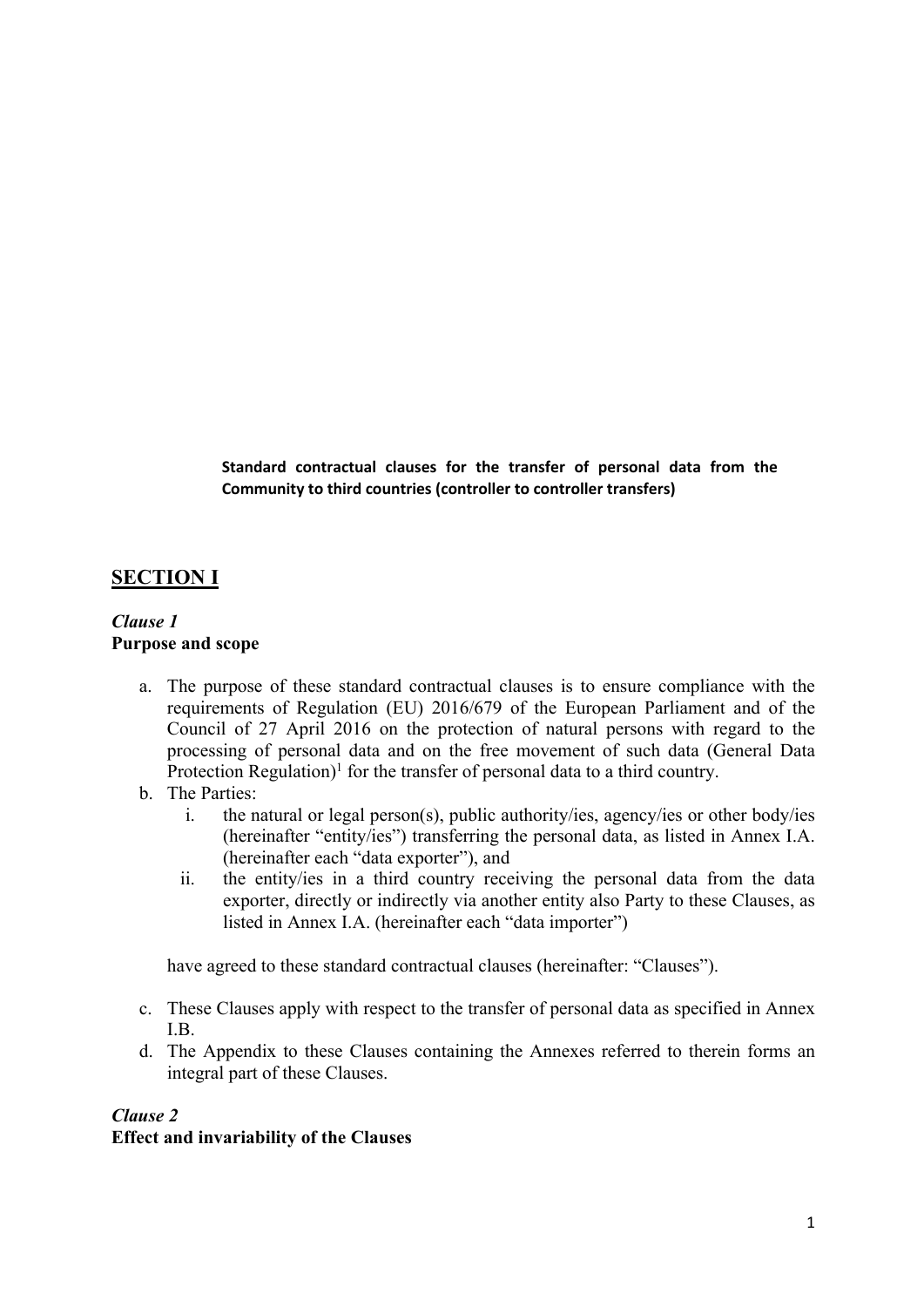**Standard contractual clauses for the transfer of personal data from the Community to third countries (controller to controller transfers)**

## SECTION I

### *Clause 1*
**Purpose and scope**

a. The purpose of these standard contractual clauses is to ensure compliance with the requirements of Regulation (EU) 2016/679 of the European Parliament and of the Council of 27 April 2016 on the protection of natural persons with regard to the processing of personal data and on the free movement of such data (General Data Protection Regulation)[1] for the transfer of personal data to a third country.

b. The Parties:
   i. the natural or legal person(s), public authority/ies, agency/ies or other body/ies (hereinafter "entity/ies") transferring the personal data, as listed in Annex I.A. (hereinafter each "data exporter"), and
   ii. the entity/ies in a third country receiving the personal data from the data exporter, directly or indirectly via another entity also Party to these Clauses, as listed in Annex I.A. (hereinafter each "data importer")

   have agreed to these standard contractual clauses (hereinafter: "Clauses").

c. These Clauses apply with respect to the transfer of personal data as specified in Annex I.B.

d. The Appendix to these Clauses containing the Annexes referred to therein forms an integral part of these Clauses.

### *Clause 2*
**Effect and invariability of the Clauses**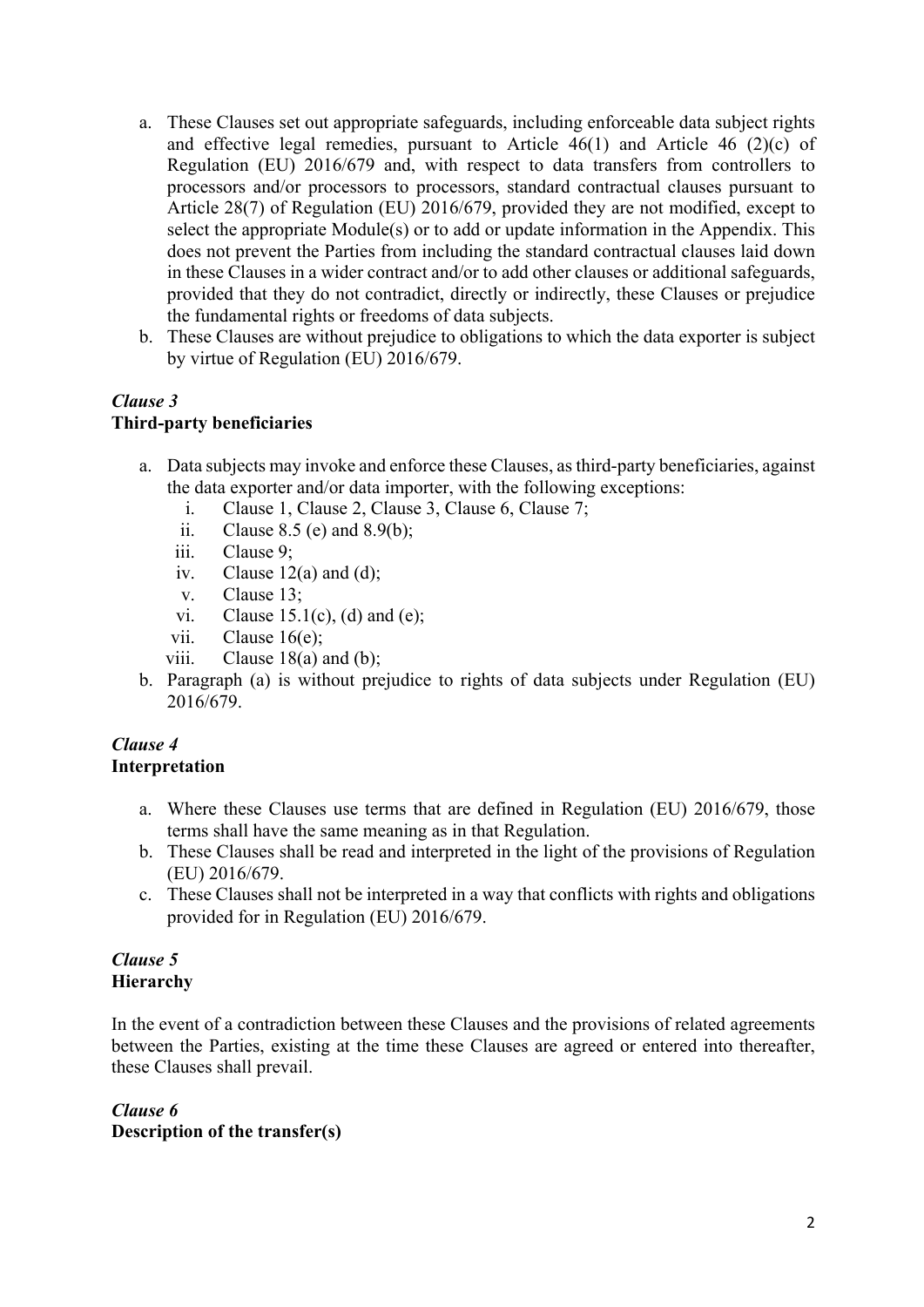a. These Clauses set out appropriate safeguards, including enforceable data subject rights and effective legal remedies, pursuant to Article 46(1) and Article 46 (2)(c) of Regulation (EU) 2016/679 and, with respect to data transfers from controllers to processors and/or processors to processors, standard contractual clauses pursuant to Article 28(7) of Regulation (EU) 2016/679, provided they are not modified, except to select the appropriate Module(s) or to add or update information in the Appendix. This does not prevent the Parties from including the standard contractual clauses laid down in these Clauses in a wider contract and/or to add other clauses or additional safeguards, provided that they do not contradict, directly or indirectly, these Clauses or prejudice the fundamental rights or freedoms of data subjects.
b. These Clauses are without prejudice to obligations to which the data exporter is subject by virtue of Regulation (EU) 2016/679.

*Clause 3*
**Third-party beneficiaries**

a. Data subjects may invoke and enforce these Clauses, as third-party beneficiaries, against the data exporter and/or data importer, with the following exceptions:
   i. Clause 1, Clause 2, Clause 3, Clause 6, Clause 7;
   ii. Clause 8.5 (e) and 8.9(b);
   iii. Clause 9;
   iv. Clause 12(a) and (d);
   v. Clause 13;
   vi. Clause 15.1(c), (d) and (e);
   vii. Clause 16(e);
   viii. Clause 18(a) and (b);
b. Paragraph (a) is without prejudice to rights of data subjects under Regulation (EU) 2016/679.

*Clause 4*
**Interpretation**

a. Where these Clauses use terms that are defined in Regulation (EU) 2016/679, those terms shall have the same meaning as in that Regulation.
b. These Clauses shall be read and interpreted in the light of the provisions of Regulation (EU) 2016/679.
c. These Clauses shall not be interpreted in a way that conflicts with rights and obligations provided for in Regulation (EU) 2016/679.

*Clause 5*
**Hierarchy**

In the event of a contradiction between these Clauses and the provisions of related agreements between the Parties, existing at the time these Clauses are agreed or entered into thereafter, these Clauses shall prevail.

*Clause 6*
**Description of the transfer(s)**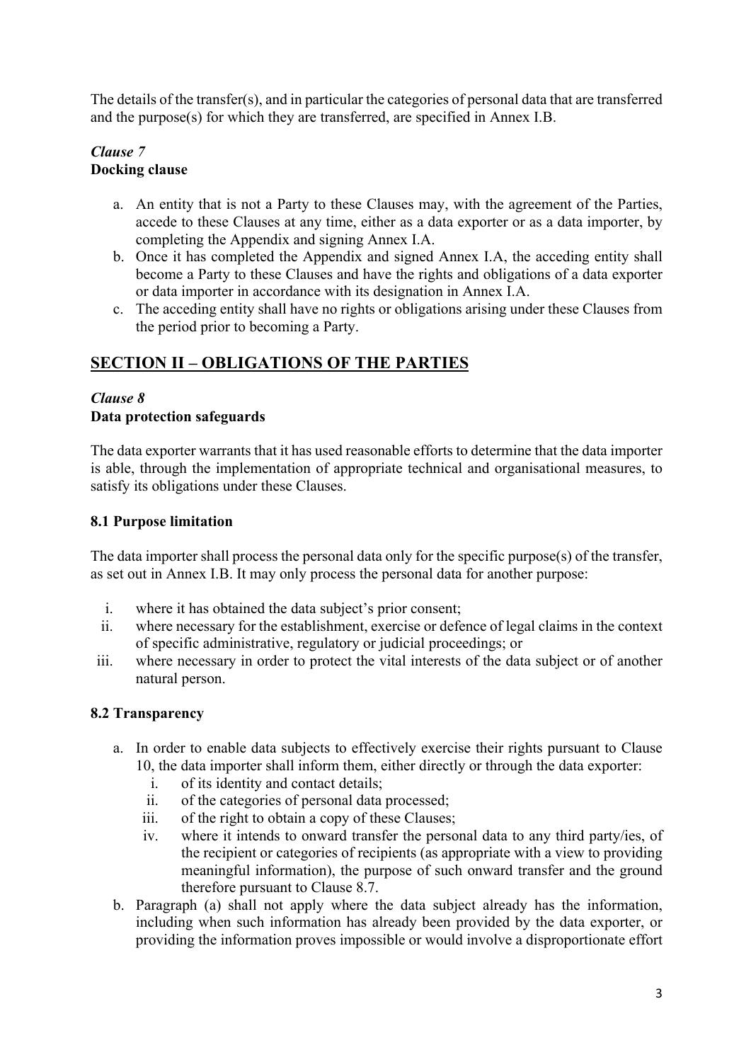The details of the transfer(s), and in particular the categories of personal data that are transferred and the purpose(s) for which they are transferred, are specified in Annex I.B.

*Clause 7*
**Docking clause**

a. An entity that is not a Party to these Clauses may, with the agreement of the Parties, accede to these Clauses at any time, either as a data exporter or as a data importer, by completing the Appendix and signing Annex I.A.
b. Once it has completed the Appendix and signed Annex I.A, the acceding entity shall become a Party to these Clauses and have the rights and obligations of a data exporter or data importer in accordance with its designation in Annex I.A.
c. The acceding entity shall have no rights or obligations arising under these Clauses from the period prior to becoming a Party.

## SECTION II – OBLIGATIONS OF THE PARTIES

*Clause 8*
**Data protection safeguards**

The data exporter warrants that it has used reasonable efforts to determine that the data importer is able, through the implementation of appropriate technical and organisational measures, to satisfy its obligations under these Clauses.

**8.1 Purpose limitation**

The data importer shall process the personal data only for the specific purpose(s) of the transfer, as set out in Annex I.B. It may only process the personal data for another purpose:

i. where it has obtained the data subject's prior consent;
ii. where necessary for the establishment, exercise or defence of legal claims in the context of specific administrative, regulatory or judicial proceedings; or
iii. where necessary in order to protect the vital interests of the data subject or of another natural person.

**8.2 Transparency**

a. In order to enable data subjects to effectively exercise their rights pursuant to Clause 10, the data importer shall inform them, either directly or through the data exporter:
    i. of its identity and contact details;
    ii. of the categories of personal data processed;
    iii. of the right to obtain a copy of these Clauses;
    iv. where it intends to onward transfer the personal data to any third party/ies, of the recipient or categories of recipients (as appropriate with a view to providing meaningful information), the purpose of such onward transfer and the ground therefore pursuant to Clause 8.7.
b. Paragraph (a) shall not apply where the data subject already has the information, including when such information has already been provided by the data exporter, or providing the information proves impossible or would involve a disproportionate effort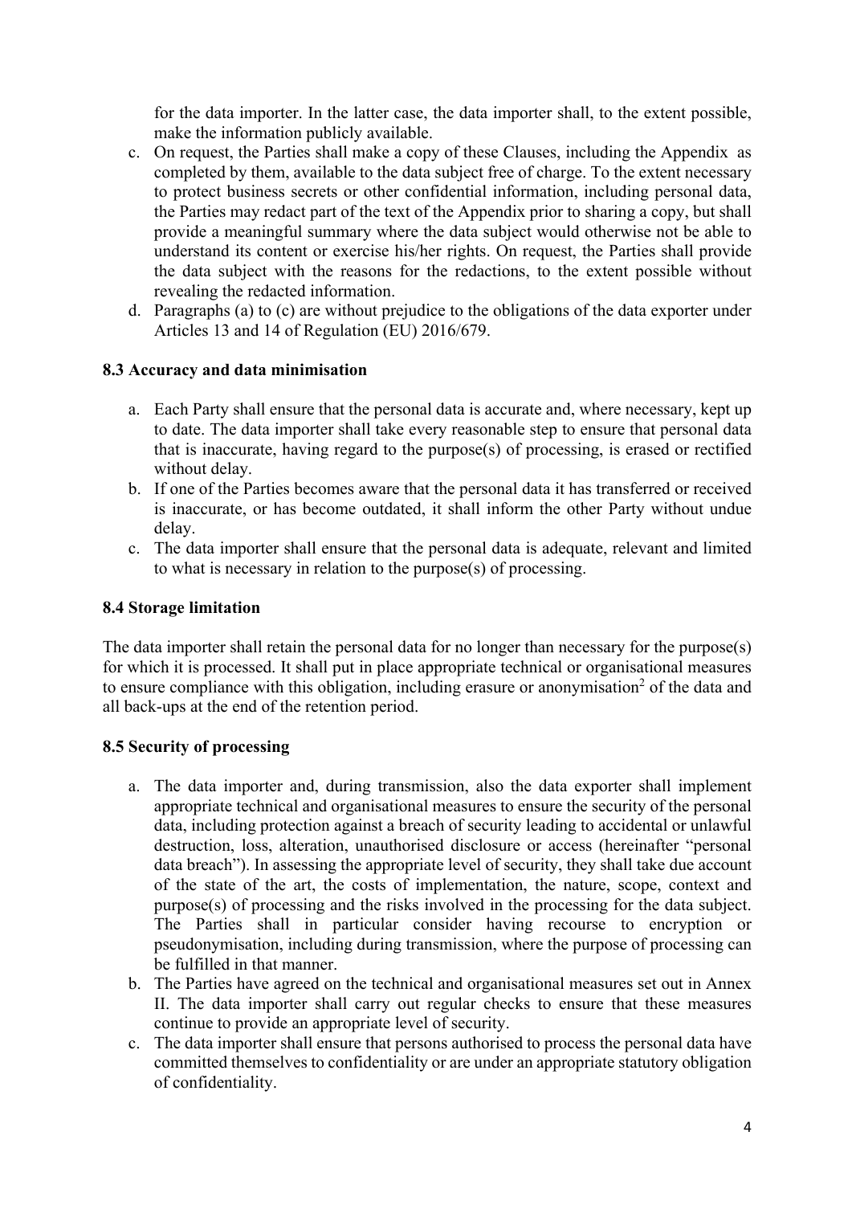for the data importer. In the latter case, the data importer shall, to the extent possible, make the information publicly available.

c. On request, the Parties shall make a copy of these Clauses, including the Appendix as completed by them, available to the data subject free of charge. To the extent necessary to protect business secrets or other confidential information, including personal data, the Parties may redact part of the text of the Appendix prior to sharing a copy, but shall provide a meaningful summary where the data subject would otherwise not be able to understand its content or exercise his/her rights. On request, the Parties shall provide the data subject with the reasons for the redactions, to the extent possible without revealing the redacted information.
d. Paragraphs (a) to (c) are without prejudice to the obligations of the data exporter under Articles 13 and 14 of Regulation (EU) 2016/679.

**8.3 Accuracy and data minimisation**

a. Each Party shall ensure that the personal data is accurate and, where necessary, kept up to date. The data importer shall take every reasonable step to ensure that personal data that is inaccurate, having regard to the purpose(s) of processing, is erased or rectified without delay.
b. If one of the Parties becomes aware that the personal data it has transferred or received is inaccurate, or has become outdated, it shall inform the other Party without undue delay.
c. The data importer shall ensure that the personal data is adequate, relevant and limited to what is necessary in relation to the purpose(s) of processing.

**8.4 Storage limitation**

The data importer shall retain the personal data for no longer than necessary for the purpose(s) for which it is processed. It shall put in place appropriate technical or organisational measures to ensure compliance with this obligation, including erasure or anonymisation[2] of the data and all back-ups at the end of the retention period.

**8.5 Security of processing**

a. The data importer and, during transmission, also the data exporter shall implement appropriate technical and organisational measures to ensure the security of the personal data, including protection against a breach of security leading to accidental or unlawful destruction, loss, alteration, unauthorised disclosure or access (hereinafter "personal data breach"). In assessing the appropriate level of security, they shall take due account of the state of the art, the costs of implementation, the nature, scope, context and purpose(s) of processing and the risks involved in the processing for the data subject. The Parties shall in particular consider having recourse to encryption or pseudonymisation, including during transmission, where the purpose of processing can be fulfilled in that manner.
b. The Parties have agreed on the technical and organisational measures set out in Annex II. The data importer shall carry out regular checks to ensure that these measures continue to provide an appropriate level of security.
c. The data importer shall ensure that persons authorised to process the personal data have committed themselves to confidentiality or are under an appropriate statutory obligation of confidentiality.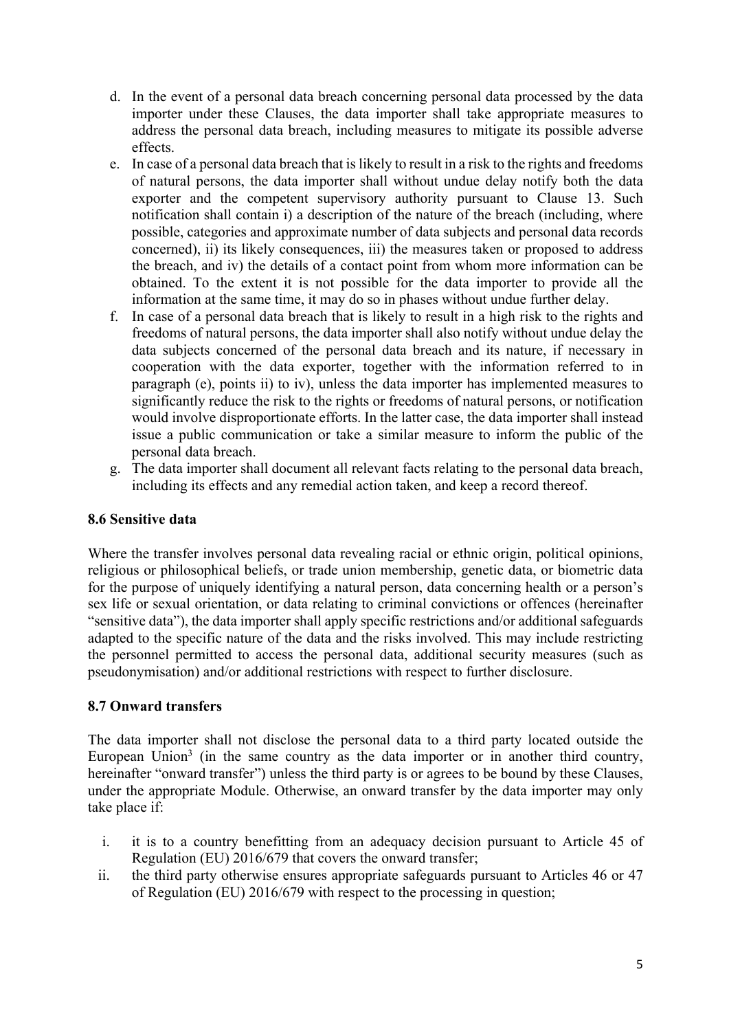d. In the event of a personal data breach concerning personal data processed by the data importer under these Clauses, the data importer shall take appropriate measures to address the personal data breach, including measures to mitigate its possible adverse effects.

e. In case of a personal data breach that is likely to result in a risk to the rights and freedoms of natural persons, the data importer shall without undue delay notify both the data exporter and the competent supervisory authority pursuant to Clause 13. Such notification shall contain i) a description of the nature of the breach (including, where possible, categories and approximate number of data subjects and personal data records concerned), ii) its likely consequences, iii) the measures taken or proposed to address the breach, and iv) the details of a contact point from whom more information can be obtained. To the extent it is not possible for the data importer to provide all the information at the same time, it may do so in phases without undue further delay.

f. In case of a personal data breach that is likely to result in a high risk to the rights and freedoms of natural persons, the data importer shall also notify without undue delay the data subjects concerned of the personal data breach and its nature, if necessary in cooperation with the data exporter, together with the information referred to in paragraph (e), points ii) to iv), unless the data importer has implemented measures to significantly reduce the risk to the rights or freedoms of natural persons, or notification would involve disproportionate efforts. In the latter case, the data importer shall instead issue a public communication or take a similar measure to inform the public of the personal data breach.

g. The data importer shall document all relevant facts relating to the personal data breach, including its effects and any remedial action taken, and keep a record thereof.

**8.6 Sensitive data**

Where the transfer involves personal data revealing racial or ethnic origin, political opinions, religious or philosophical beliefs, or trade union membership, genetic data, or biometric data for the purpose of uniquely identifying a natural person, data concerning health or a person's sex life or sexual orientation, or data relating to criminal convictions or offences (hereinafter "sensitive data"), the data importer shall apply specific restrictions and/or additional safeguards adapted to the specific nature of the data and the risks involved. This may include restricting the personnel permitted to access the personal data, additional security measures (such as pseudonymisation) and/or additional restrictions with respect to further disclosure.

**8.7 Onward transfers**

The data importer shall not disclose the personal data to a third party located outside the European Union[3] (in the same country as the data importer or in another third country, hereinafter "onward transfer") unless the third party is or agrees to be bound by these Clauses, under the appropriate Module. Otherwise, an onward transfer by the data importer may only take place if:

i. it is to a country benefitting from an adequacy decision pursuant to Article 45 of Regulation (EU) 2016/679 that covers the onward transfer;

ii. the third party otherwise ensures appropriate safeguards pursuant to Articles 46 or 47 of Regulation (EU) 2016/679 with respect to the processing in question;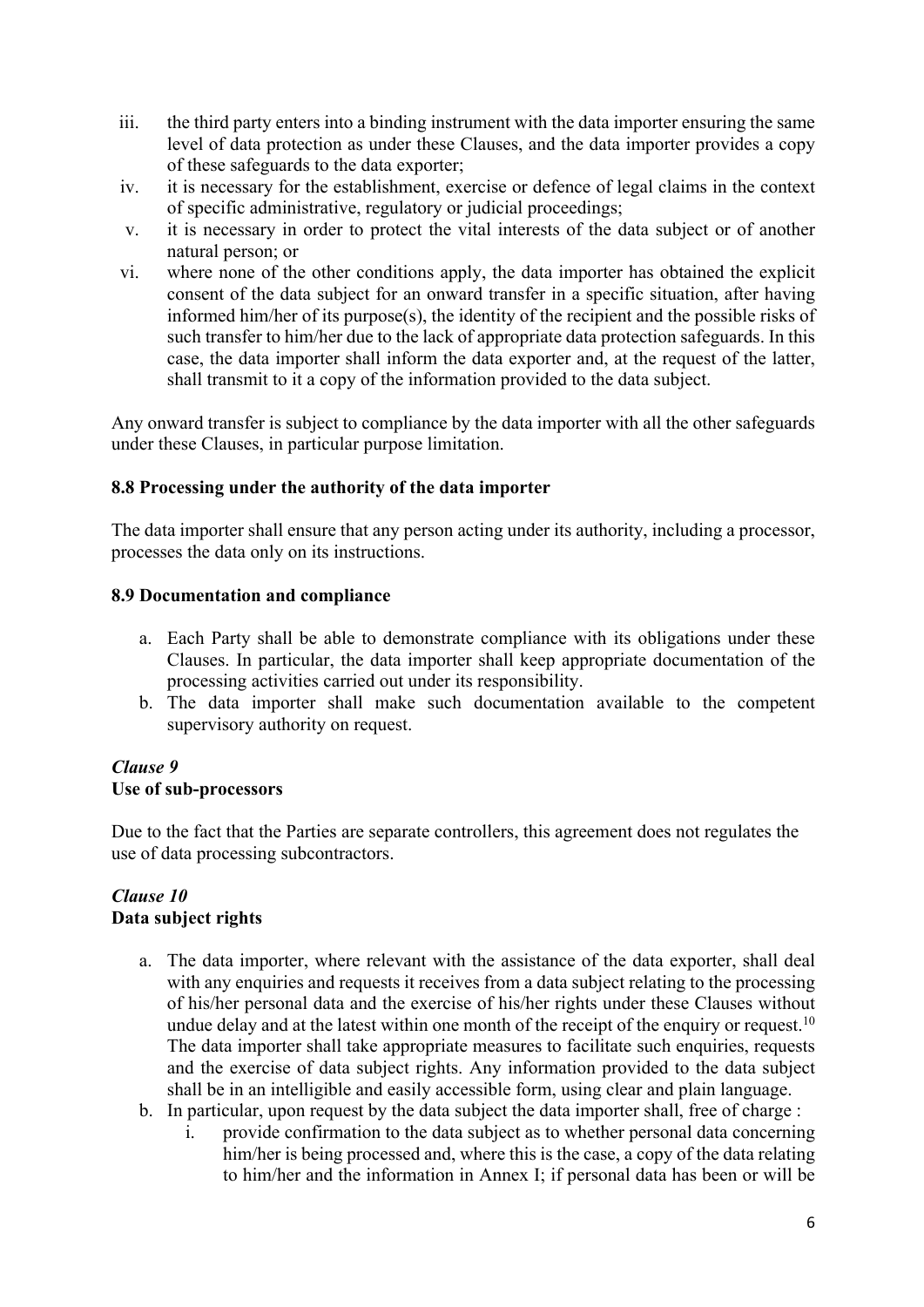iii. the third party enters into a binding instrument with the data importer ensuring the same level of data protection as under these Clauses, and the data importer provides a copy of these safeguards to the data exporter;
iv. it is necessary for the establishment, exercise or defence of legal claims in the context of specific administrative, regulatory or judicial proceedings;
v. it is necessary in order to protect the vital interests of the data subject or of another natural person; or
vi. where none of the other conditions apply, the data importer has obtained the explicit consent of the data subject for an onward transfer in a specific situation, after having informed him/her of its purpose(s), the identity of the recipient and the possible risks of such transfer to him/her due to the lack of appropriate data protection safeguards. In this case, the data importer shall inform the data exporter and, at the request of the latter, shall transmit to it a copy of the information provided to the data subject.

Any onward transfer is subject to compliance by the data importer with all the other safeguards under these Clauses, in particular purpose limitation.

**8.8 Processing under the authority of the data importer**

The data importer shall ensure that any person acting under its authority, including a processor, processes the data only on its instructions.

**8.9 Documentation and compliance**

a. Each Party shall be able to demonstrate compliance with its obligations under these Clauses. In particular, the data importer shall keep appropriate documentation of the processing activities carried out under its responsibility.
b. The data importer shall make such documentation available to the competent supervisory authority on request.

***Clause 9***
**Use of sub-processors**

Due to the fact that the Parties are separate controllers, this agreement does not regulates the use of data processing subcontractors.

***Clause 10***
**Data subject rights**

a. The data importer, where relevant with the assistance of the data exporter, shall deal with any enquiries and requests it receives from a data subject relating to the processing of his/her personal data and the exercise of his/her rights under these Clauses without undue delay and at the latest within one month of the receipt of the enquiry or request.[10] The data importer shall take appropriate measures to facilitate such enquiries, requests and the exercise of data subject rights. Any information provided to the data subject shall be in an intelligible and easily accessible form, using clear and plain language.
b. In particular, upon request by the data subject the data importer shall, free of charge :
   i. provide confirmation to the data subject as to whether personal data concerning him/her is being processed and, where this is the case, a copy of the data relating to him/her and the information in Annex I; if personal data has been or will be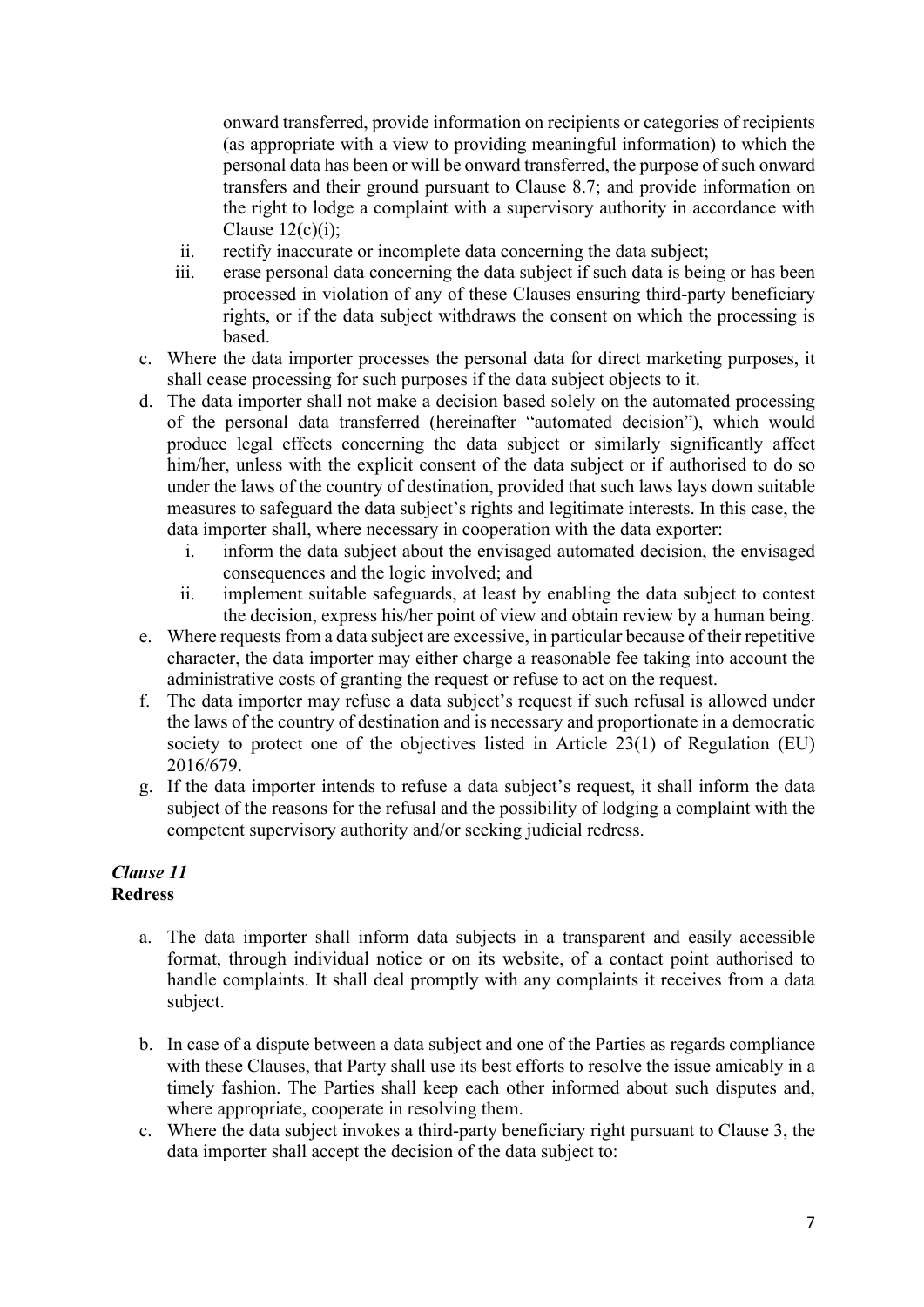onward transferred, provide information on recipients or categories of recipients (as appropriate with a view to providing meaningful information) to which the personal data has been or will be onward transferred, the purpose of such onward transfers and their ground pursuant to Clause 8.7; and provide information on the right to lodge a complaint with a supervisory authority in accordance with Clause 12(c)(i);

ii. rectify inaccurate or incomplete data concerning the data subject;

iii. erase personal data concerning the data subject if such data is being or has been processed in violation of any of these Clauses ensuring third-party beneficiary rights, or if the data subject withdraws the consent on which the processing is based.

c. Where the data importer processes the personal data for direct marketing purposes, it shall cease processing for such purposes if the data subject objects to it.

d. The data importer shall not make a decision based solely on the automated processing of the personal data transferred (hereinafter "automated decision"), which would produce legal effects concerning the data subject or similarly significantly affect him/her, unless with the explicit consent of the data subject or if authorised to do so under the laws of the country of destination, provided that such laws lays down suitable measures to safeguard the data subject's rights and legitimate interests. In this case, the data importer shall, where necessary in cooperation with the data exporter:

   i. inform the data subject about the envisaged automated decision, the envisaged consequences and the logic involved; and

   ii. implement suitable safeguards, at least by enabling the data subject to contest the decision, express his/her point of view and obtain review by a human being.

e. Where requests from a data subject are excessive, in particular because of their repetitive character, the data importer may either charge a reasonable fee taking into account the administrative costs of granting the request or refuse to act on the request.

f. The data importer may refuse a data subject's request if such refusal is allowed under the laws of the country of destination and is necessary and proportionate in a democratic society to protect one of the objectives listed in Article 23(1) of Regulation (EU) 2016/679.

g. If the data importer intends to refuse a data subject's request, it shall inform the data subject of the reasons for the refusal and the possibility of lodging a complaint with the competent supervisory authority and/or seeking judicial redress.

### *Clause 11*
**Redress**

a. The data importer shall inform data subjects in a transparent and easily accessible format, through individual notice or on its website, of a contact point authorised to handle complaints. It shall deal promptly with any complaints it receives from a data subject.

b. In case of a dispute between a data subject and one of the Parties as regards compliance with these Clauses, that Party shall use its best efforts to resolve the issue amicably in a timely fashion. The Parties shall keep each other informed about such disputes and, where appropriate, cooperate in resolving them.

c. Where the data subject invokes a third-party beneficiary right pursuant to Clause 3, the data importer shall accept the decision of the data subject to: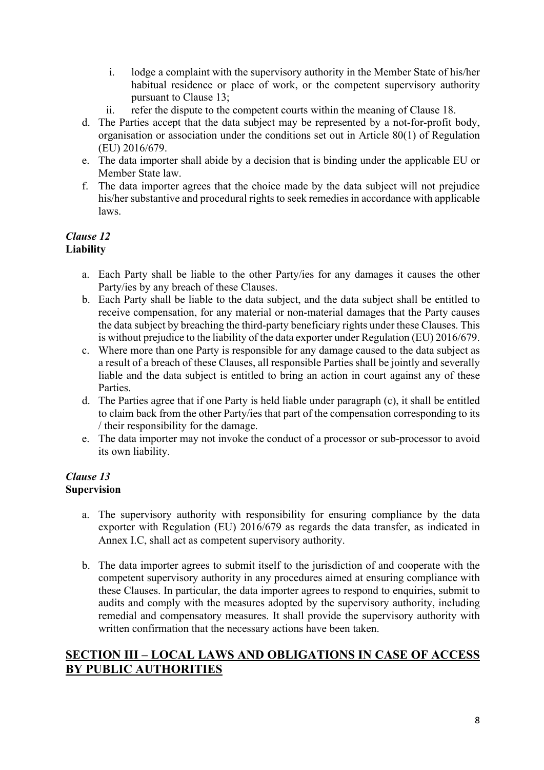i. lodge a complaint with the supervisory authority in the Member State of his/her habitual residence or place of work, or the competent supervisory authority pursuant to Clause 13;
   ii. refer the dispute to the competent courts within the meaning of Clause 18.

d. The Parties accept that the data subject may be represented by a not-for-profit body, organisation or association under the conditions set out in Article 80(1) of Regulation (EU) 2016/679.
e. The data importer shall abide by a decision that is binding under the applicable EU or Member State law.
f. The data importer agrees that the choice made by the data subject will not prejudice his/her substantive and procedural rights to seek remedies in accordance with applicable laws.

### *Clause 12*
**Liability**

a. Each Party shall be liable to the other Party/ies for any damages it causes the other Party/ies by any breach of these Clauses.
b. Each Party shall be liable to the data subject, and the data subject shall be entitled to receive compensation, for any material or non-material damages that the Party causes the data subject by breaching the third-party beneficiary rights under these Clauses. This is without prejudice to the liability of the data exporter under Regulation (EU) 2016/679.
c. Where more than one Party is responsible for any damage caused to the data subject as a result of a breach of these Clauses, all responsible Parties shall be jointly and severally liable and the data subject is entitled to bring an action in court against any of these Parties.
d. The Parties agree that if one Party is held liable under paragraph (c), it shall be entitled to claim back from the other Party/ies that part of the compensation corresponding to its / their responsibility for the damage.
e. The data importer may not invoke the conduct of a processor or sub-processor to avoid its own liability.

### *Clause 13*
**Supervision**

a. The supervisory authority with responsibility for ensuring compliance by the data exporter with Regulation (EU) 2016/679 as regards the data transfer, as indicated in Annex I.C, shall act as competent supervisory authority.

b. The data importer agrees to submit itself to the jurisdiction of and cooperate with the competent supervisory authority in any procedures aimed at ensuring compliance with these Clauses. In particular, the data importer agrees to respond to enquiries, submit to audits and comply with the measures adopted by the supervisory authority, including remedial and compensatory measures. It shall provide the supervisory authority with written confirmation that the necessary actions have been taken.

## SECTION III – LOCAL LAWS AND OBLIGATIONS IN CASE OF ACCESS BY PUBLIC AUTHORITIES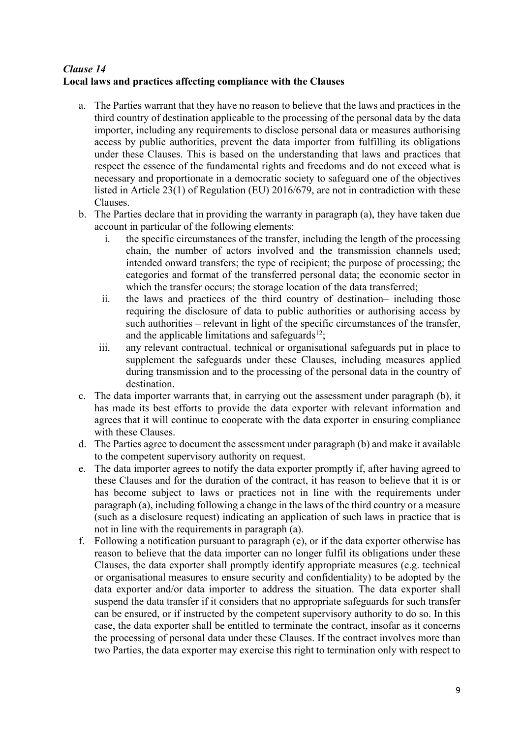*Clause 14*
**Local laws and practices affecting compliance with the Clauses**

a. The Parties warrant that they have no reason to believe that the laws and practices in the third country of destination applicable to the processing of the personal data by the data importer, including any requirements to disclose personal data or measures authorising access by public authorities, prevent the data importer from fulfilling its obligations under these Clauses. This is based on the understanding that laws and practices that respect the essence of the fundamental rights and freedoms and do not exceed what is necessary and proportionate in a democratic society to safeguard one of the objectives listed in Article 23(1) of Regulation (EU) 2016/679, are not in contradiction with these Clauses.

b. The Parties declare that in providing the warranty in paragraph (a), they have taken due account in particular of the following elements:

   i. the specific circumstances of the transfer, including the length of the processing chain, the number of actors involved and the transmission channels used; intended onward transfers; the type of recipient; the purpose of processing; the categories and format of the transferred personal data; the economic sector in which the transfer occurs; the storage location of the data transferred;

   ii. the laws and practices of the third country of destination– including those requiring the disclosure of data to public authorities or authorising access by such authorities – relevant in light of the specific circumstances of the transfer, and the applicable limitations and safeguards[12];

   iii. any relevant contractual, technical or organisational safeguards put in place to supplement the safeguards under these Clauses, including measures applied during transmission and to the processing of the personal data in the country of destination.

c. The data importer warrants that, in carrying out the assessment under paragraph (b), it has made its best efforts to provide the data exporter with relevant information and agrees that it will continue to cooperate with the data exporter in ensuring compliance with these Clauses.

d. The Parties agree to document the assessment under paragraph (b) and make it available to the competent supervisory authority on request.

e. The data importer agrees to notify the data exporter promptly if, after having agreed to these Clauses and for the duration of the contract, it has reason to believe that it is or has become subject to laws or practices not in line with the requirements under paragraph (a), including following a change in the laws of the third country or a measure (such as a disclosure request) indicating an application of such laws in practice that is not in line with the requirements in paragraph (a).

f. Following a notification pursuant to paragraph (e), or if the data exporter otherwise has reason to believe that the data importer can no longer fulfil its obligations under these Clauses, the data exporter shall promptly identify appropriate measures (e.g. technical or organisational measures to ensure security and confidentiality) to be adopted by the data exporter and/or data importer to address the situation. The data exporter shall suspend the data transfer if it considers that no appropriate safeguards for such transfer can be ensured, or if instructed by the competent supervisory authority to do so. In this case, the data exporter shall be entitled to terminate the contract, insofar as it concerns the processing of personal data under these Clauses. If the contract involves more than two Parties, the data exporter may exercise this right to termination only with respect to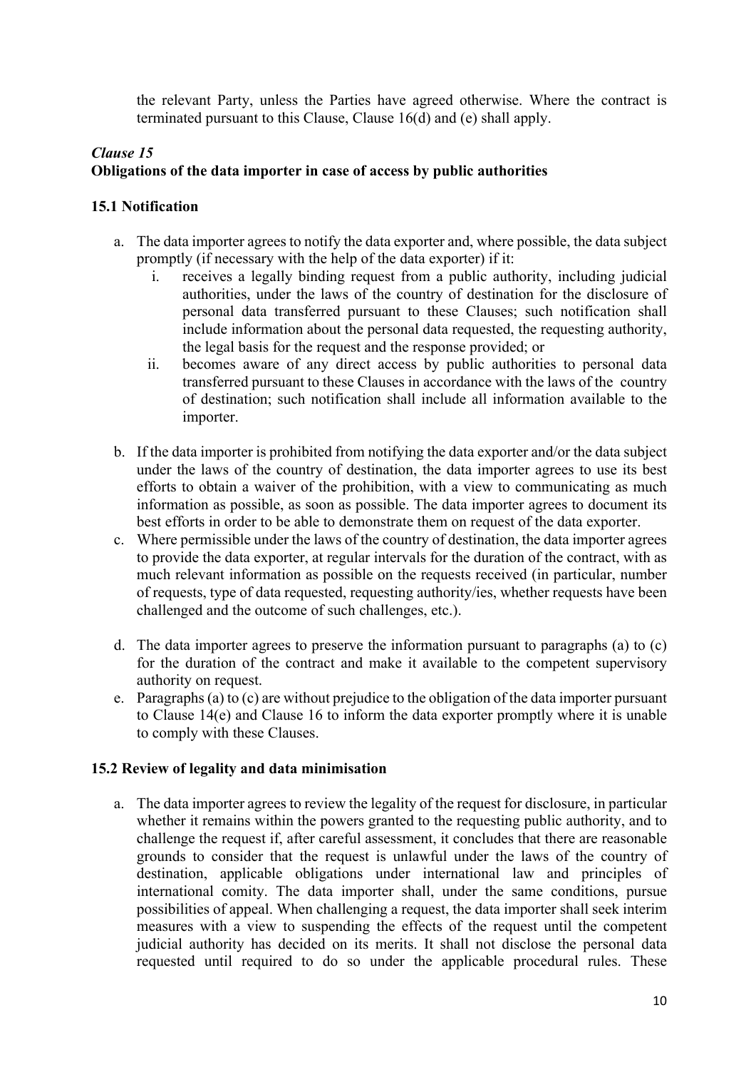the relevant Party, unless the Parties have agreed otherwise. Where the contract is terminated pursuant to this Clause, Clause 16(d) and (e) shall apply.

### *Clause 15*
### **Obligations of the data importer in case of access by public authorities**

#### **15.1 Notification**

a. The data importer agrees to notify the data exporter and, where possible, the data subject promptly (if necessary with the help of the data exporter) if it:
   i. receives a legally binding request from a public authority, including judicial authorities, under the laws of the country of destination for the disclosure of personal data transferred pursuant to these Clauses; such notification shall include information about the personal data requested, the requesting authority, the legal basis for the request and the response provided; or
   ii. becomes aware of any direct access by public authorities to personal data transferred pursuant to these Clauses in accordance with the laws of the country of destination; such notification shall include all information available to the importer.

b. If the data importer is prohibited from notifying the data exporter and/or the data subject under the laws of the country of destination, the data importer agrees to use its best efforts to obtain a waiver of the prohibition, with a view to communicating as much information as possible, as soon as possible. The data importer agrees to document its best efforts in order to be able to demonstrate them on request of the data exporter.

c. Where permissible under the laws of the country of destination, the data importer agrees to provide the data exporter, at regular intervals for the duration of the contract, with as much relevant information as possible on the requests received (in particular, number of requests, type of data requested, requesting authority/ies, whether requests have been challenged and the outcome of such challenges, etc.).

d. The data importer agrees to preserve the information pursuant to paragraphs (a) to (c) for the duration of the contract and make it available to the competent supervisory authority on request.

e. Paragraphs (a) to (c) are without prejudice to the obligation of the data importer pursuant to Clause 14(e) and Clause 16 to inform the data exporter promptly where it is unable to comply with these Clauses.

#### **15.2 Review of legality and data minimisation**

a. The data importer agrees to review the legality of the request for disclosure, in particular whether it remains within the powers granted to the requesting public authority, and to challenge the request if, after careful assessment, it concludes that there are reasonable grounds to consider that the request is unlawful under the laws of the country of destination, applicable obligations under international law and principles of international comity. The data importer shall, under the same conditions, pursue possibilities of appeal. When challenging a request, the data importer shall seek interim measures with a view to suspending the effects of the request until the competent judicial authority has decided on its merits. It shall not disclose the personal data requested until required to do so under the applicable procedural rules. These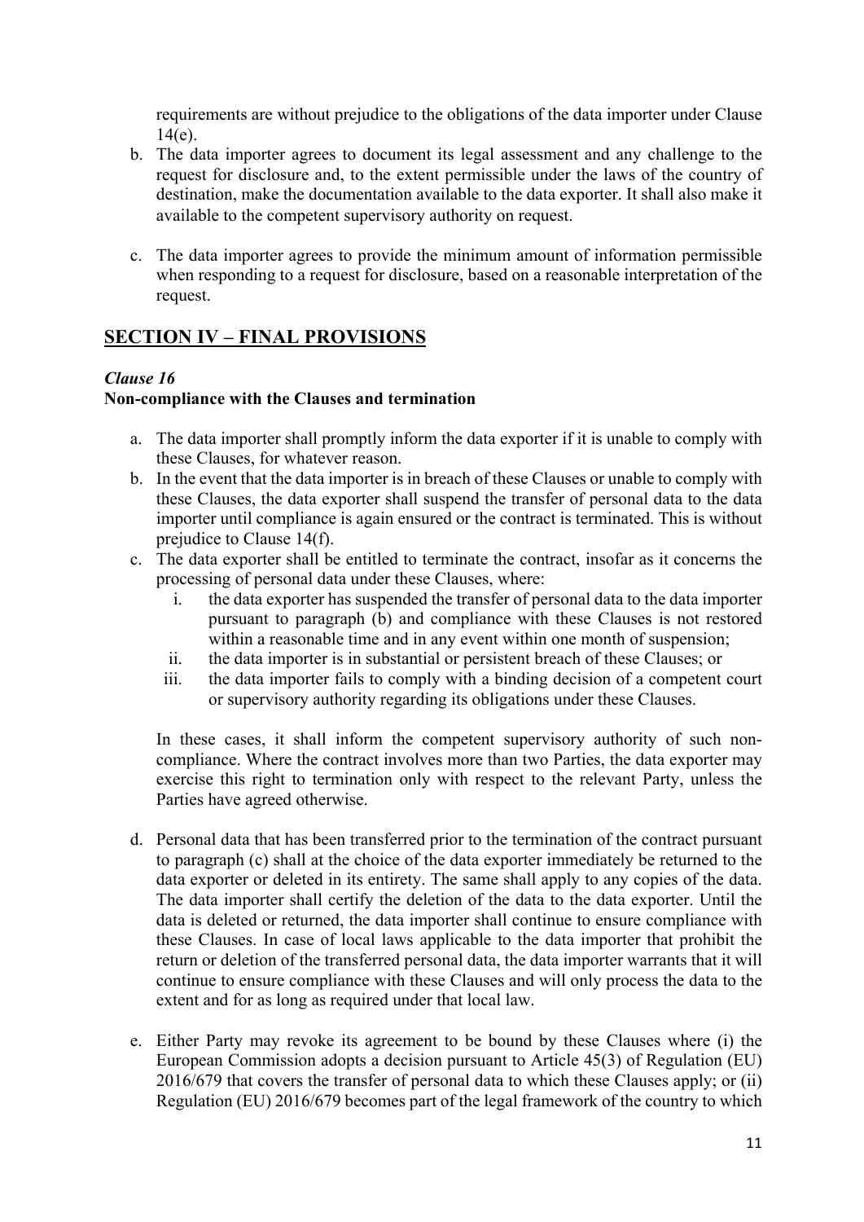requirements are without prejudice to the obligations of the data importer under Clause 14(e).

b. The data importer agrees to document its legal assessment and any challenge to the request for disclosure and, to the extent permissible under the laws of the country of destination, make the documentation available to the data exporter. It shall also make it available to the competent supervisory authority on request.

c. The data importer agrees to provide the minimum amount of information permissible when responding to a request for disclosure, based on a reasonable interpretation of the request.

## SECTION IV – FINAL PROVISIONS

### *Clause 16*
**Non-compliance with the Clauses and termination**

a. The data importer shall promptly inform the data exporter if it is unable to comply with these Clauses, for whatever reason.

b. In the event that the data importer is in breach of these Clauses or unable to comply with these Clauses, the data exporter shall suspend the transfer of personal data to the data importer until compliance is again ensured or the contract is terminated. This is without prejudice to Clause 14(f).

c. The data exporter shall be entitled to terminate the contract, insofar as it concerns the processing of personal data under these Clauses, where:
   i. the data exporter has suspended the transfer of personal data to the data importer pursuant to paragraph (b) and compliance with these Clauses is not restored within a reasonable time and in any event within one month of suspension;
   ii. the data importer is in substantial or persistent breach of these Clauses; or
   iii. the data importer fails to comply with a binding decision of a competent court or supervisory authority regarding its obligations under these Clauses.

   In these cases, it shall inform the competent supervisory authority of such non-compliance. Where the contract involves more than two Parties, the data exporter may exercise this right to termination only with respect to the relevant Party, unless the Parties have agreed otherwise.

d. Personal data that has been transferred prior to the termination of the contract pursuant to paragraph (c) shall at the choice of the data exporter immediately be returned to the data exporter or deleted in its entirety. The same shall apply to any copies of the data. The data importer shall certify the deletion of the data to the data exporter. Until the data is deleted or returned, the data importer shall continue to ensure compliance with these Clauses. In case of local laws applicable to the data importer that prohibit the return or deletion of the transferred personal data, the data importer warrants that it will continue to ensure compliance with these Clauses and will only process the data to the extent and for as long as required under that local law.

e. Either Party may revoke its agreement to be bound by these Clauses where (i) the European Commission adopts a decision pursuant to Article 45(3) of Regulation (EU) 2016/679 that covers the transfer of personal data to which these Clauses apply; or (ii) Regulation (EU) 2016/679 becomes part of the legal framework of the country to which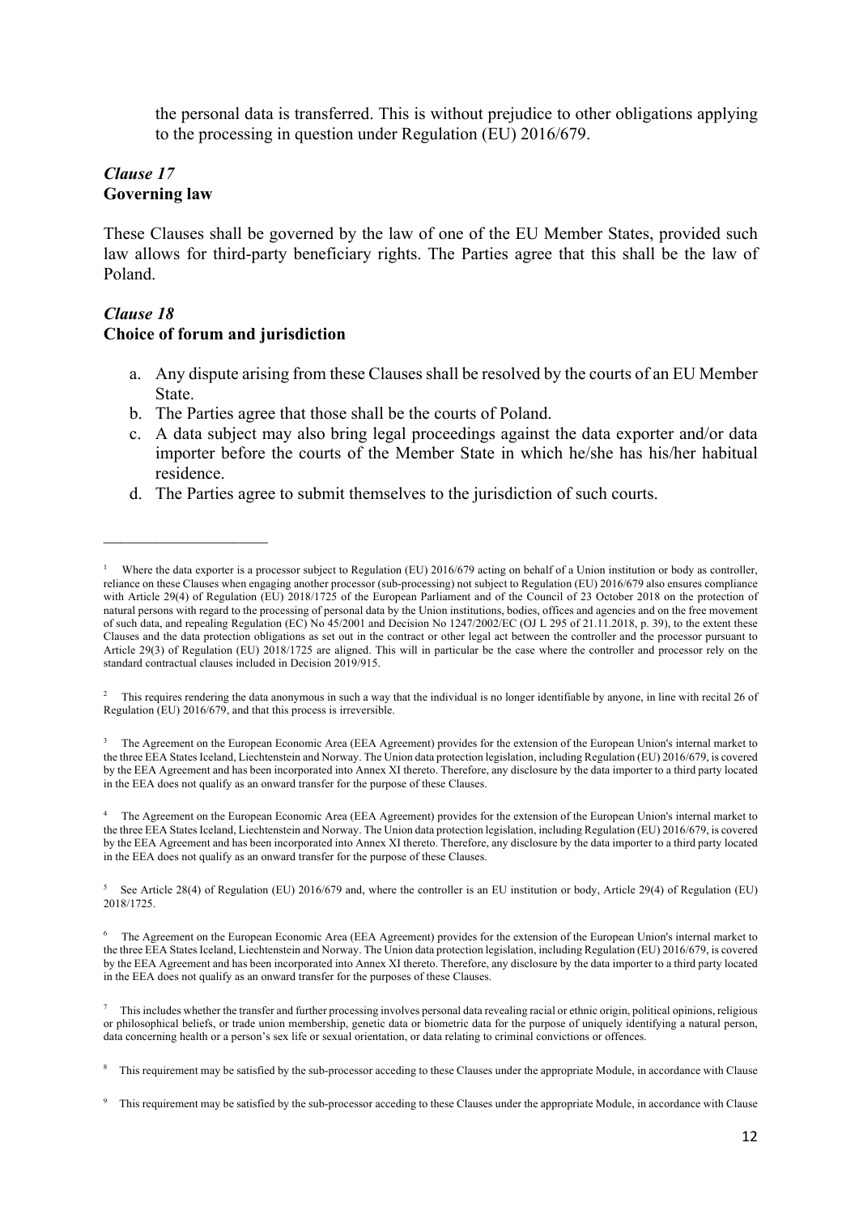the personal data is transferred. This is without prejudice to other obligations applying to the processing in question under Regulation (EU) 2016/679.

### *Clause 17*
### **Governing law**

These Clauses shall be governed by the law of one of the EU Member States, provided such law allows for third-party beneficiary rights. The Parties agree that this shall be the law of Poland.

### *Clause 18*
### **Choice of forum and jurisdiction**

a. Any dispute arising from these Clauses shall be resolved by the courts of an EU Member State.
b. The Parties agree that those shall be the courts of Poland.
c. A data subject may also bring legal proceedings against the data exporter and/or data importer before the courts of the Member State in which he/she has his/her habitual residence.
d. The Parties agree to submit themselves to the jurisdiction of such courts.

---

[1] Where the data exporter is a processor subject to Regulation (EU) 2016/679 acting on behalf of a Union institution or body as controller, reliance on these Clauses when engaging another processor (sub-processing) not subject to Regulation (EU) 2016/679 also ensures compliance with Article 29(4) of Regulation (EU) 2018/1725 of the European Parliament and of the Council of 23 October 2018 on the protection of natural persons with regard to the processing of personal data by the Union institutions, bodies, offices and agencies and on the free movement of such data, and repealing Regulation (EC) No 45/2001 and Decision No 1247/2002/EC (OJ L 295 of 21.11.2018, p. 39), to the extent these Clauses and the data protection obligations as set out in the contract or other legal act between the controller and the processor pursuant to Article 29(3) of Regulation (EU) 2018/1725 are aligned. This will in particular be the case where the controller and processor rely on the standard contractual clauses included in Decision 2019/915.

[2] This requires rendering the data anonymous in such a way that the individual is no longer identifiable by anyone, in line with recital 26 of Regulation (EU) 2016/679, and that this process is irreversible.

[3] The Agreement on the European Economic Area (EEA Agreement) provides for the extension of the European Union's internal market to the three EEA States Iceland, Liechtenstein and Norway. The Union data protection legislation, including Regulation (EU) 2016/679, is covered by the EEA Agreement and has been incorporated into Annex XI thereto. Therefore, any disclosure by the data importer to a third party located in the EEA does not qualify as an onward transfer for the purpose of these Clauses.

[4] The Agreement on the European Economic Area (EEA Agreement) provides for the extension of the European Union's internal market to the three EEA States Iceland, Liechtenstein and Norway. The Union data protection legislation, including Regulation (EU) 2016/679, is covered by the EEA Agreement and has been incorporated into Annex XI thereto. Therefore, any disclosure by the data importer to a third party located in the EEA does not qualify as an onward transfer for the purpose of these Clauses.

[5] See Article 28(4) of Regulation (EU) 2016/679 and, where the controller is an EU institution or body, Article 29(4) of Regulation (EU) 2018/1725.

[6] The Agreement on the European Economic Area (EEA Agreement) provides for the extension of the European Union's internal market to the three EEA States Iceland, Liechtenstein and Norway. The Union data protection legislation, including Regulation (EU) 2016/679, is covered by the EEA Agreement and has been incorporated into Annex XI thereto. Therefore, any disclosure by the data importer to a third party located in the EEA does not qualify as an onward transfer for the purposes of these Clauses.

[7] This includes whether the transfer and further processing involves personal data revealing racial or ethnic origin, political opinions, religious or philosophical beliefs, or trade union membership, genetic data or biometric data for the purpose of uniquely identifying a natural person, data concerning health or a person's sex life or sexual orientation, or data relating to criminal convictions or offences.

[8] This requirement may be satisfied by the sub-processor acceding to these Clauses under the appropriate Module, in accordance with Clause

[9] This requirement may be satisfied by the sub-processor acceding to these Clauses under the appropriate Module, in accordance with Clause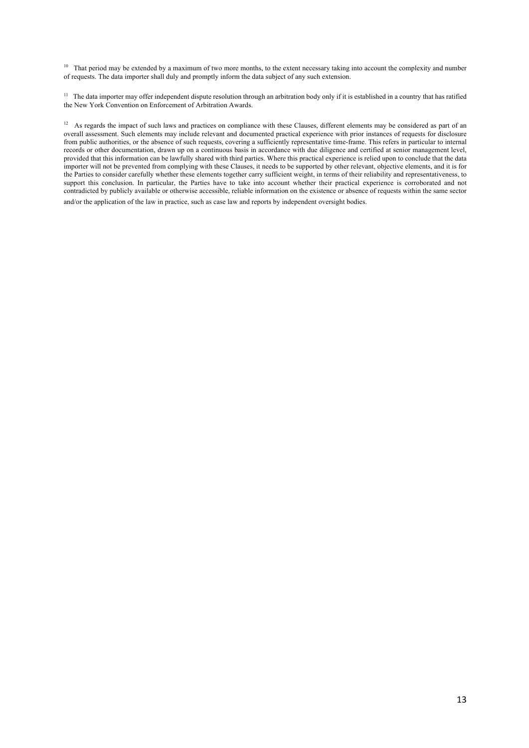[10] That period may be extended by a maximum of two more months, to the extent necessary taking into account the complexity and number of requests. The data importer shall duly and promptly inform the data subject of any such extension.

[11] The data importer may offer independent dispute resolution through an arbitration body only if it is established in a country that has ratified the New York Convention on Enforcement of Arbitration Awards.

[12] As regards the impact of such laws and practices on compliance with these Clauses, different elements may be considered as part of an overall assessment. Such elements may include relevant and documented practical experience with prior instances of requests for disclosure from public authorities, or the absence of such requests, covering a sufficiently representative time-frame. This refers in particular to internal records or other documentation, drawn up on a continuous basis in accordance with due diligence and certified at senior management level, provided that this information can be lawfully shared with third parties. Where this practical experience is relied upon to conclude that the data importer will not be prevented from complying with these Clauses, it needs to be supported by other relevant, objective elements, and it is for the Parties to consider carefully whether these elements together carry sufficient weight, in terms of their reliability and representativeness, to support this conclusion. In particular, the Parties have to take into account whether their practical experience is corroborated and not contradicted by publicly available or otherwise accessible, reliable information on the existence or absence of requests within the same sector and/or the application of the law in practice, such as case law and reports by independent oversight bodies.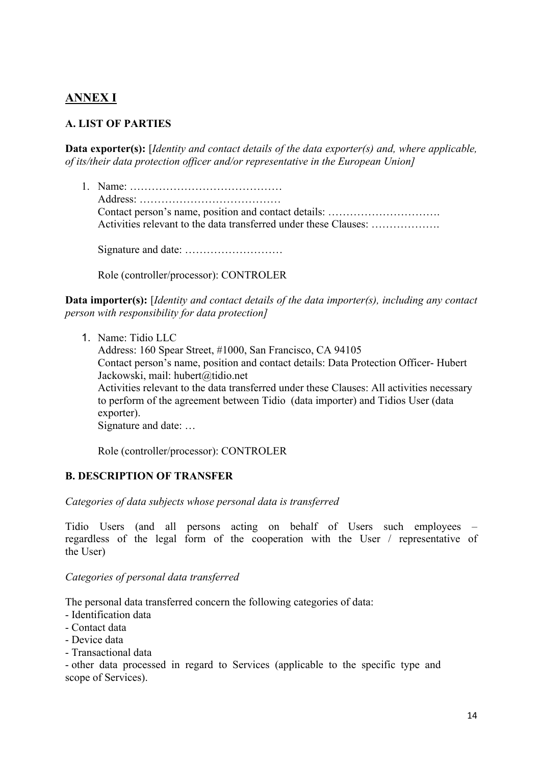## ANNEX I

### A. LIST OF PARTIES

**Data exporter(s):** [*Identity and contact details of the data exporter(s) and, where applicable, of its/their data protection officer and/or representative in the European Union]*

1. Name: ……………………………………
   Address: …………………………………
   Contact person's name, position and contact details: ………………………….
   Activities relevant to the data transferred under these Clauses: ……………….

   Signature and date: ………………………

   Role (controller/processor): CONTROLER

**Data importer(s):** [*Identity and contact details of the data importer(s), including any contact person with responsibility for data protection]*

1. Name: Tidio LLC
   Address: 160 Spear Street, #1000, San Francisco, CA 94105
   Contact person's name, position and contact details: Data Protection Officer- Hubert Jackowski, mail: hubert@tidio.net
   Activities relevant to the data transferred under these Clauses: All activities necessary to perform of the agreement between Tidio (data importer) and Tidios User (data exporter).
   Signature and date: …

   Role (controller/processor): CONTROLER

### B. DESCRIPTION OF TRANSFER

*Categories of data subjects whose personal data is transferred*

Tidio Users (and all persons acting on behalf of Users such employees – regardless of the legal form of the cooperation with the User / representative of the User)

*Categories of personal data transferred*

The personal data transferred concern the following categories of data:
- Identification data
- Contact data
- Device data
- Transactional data
- other data processed in regard to Services (applicable to the specific type and scope of Services).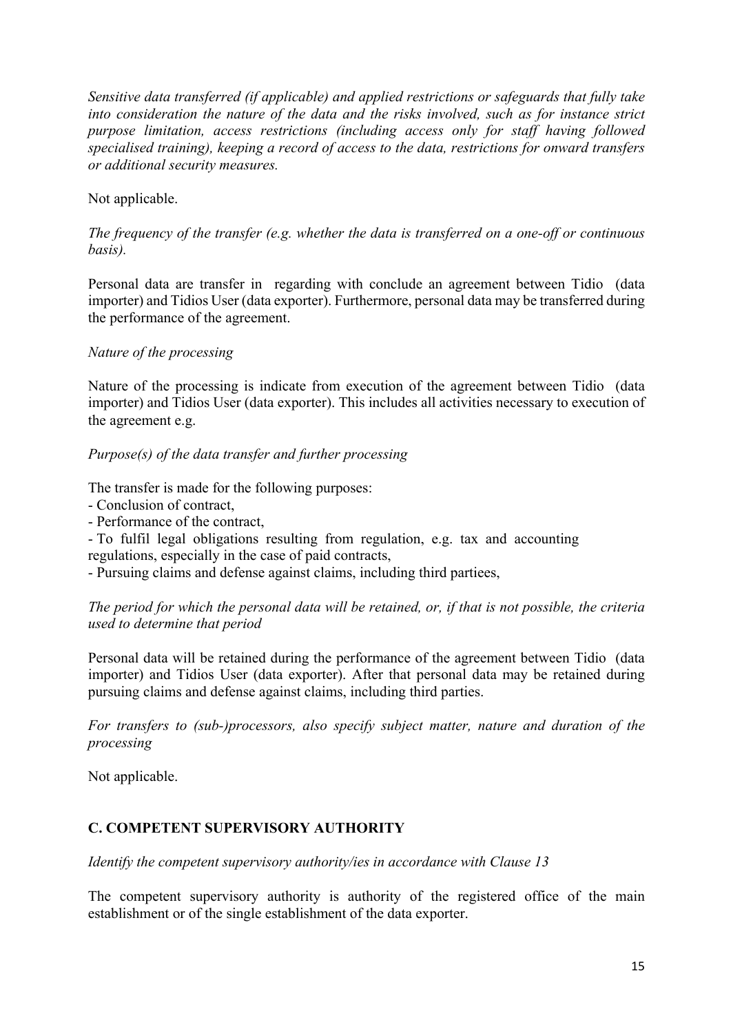*Sensitive data transferred (if applicable) and applied restrictions or safeguards that fully take into consideration the nature of the data and the risks involved, such as for instance strict purpose limitation, access restrictions (including access only for staff having followed specialised training), keeping a record of access to the data, restrictions for onward transfers or additional security measures.*

Not applicable.

*The frequency of the transfer (e.g. whether the data is transferred on a one-off or continuous basis).*

Personal data are transfer in regarding with conclude an agreement between Tidio (data importer) and Tidios User (data exporter). Furthermore, personal data may be transferred during the performance of the agreement.

*Nature of the processing*

Nature of the processing is indicate from execution of the agreement between Tidio (data importer) and Tidios User (data exporter). This includes all activities necessary to execution of the agreement e.g.

*Purpose(s) of the data transfer and further processing*

The transfer is made for the following purposes:

- Conclusion of contract,
- Performance of the contract,
- To fulfil legal obligations resulting from regulation, e.g. tax and accounting regulations, especially in the case of paid contracts,
- Pursuing claims and defense against claims, including third partiees,

*The period for which the personal data will be retained, or, if that is not possible, the criteria used to determine that period*

Personal data will be retained during the performance of the agreement between Tidio (data importer) and Tidios User (data exporter). After that personal data may be retained during pursuing claims and defense against claims, including third parties.

*For transfers to (sub-)processors, also specify subject matter, nature and duration of the processing*

Not applicable.

## C. COMPETENT SUPERVISORY AUTHORITY

*Identify the competent supervisory authority/ies in accordance with Clause 13*

The competent supervisory authority is authority of the registered office of the main establishment or of the single establishment of the data exporter.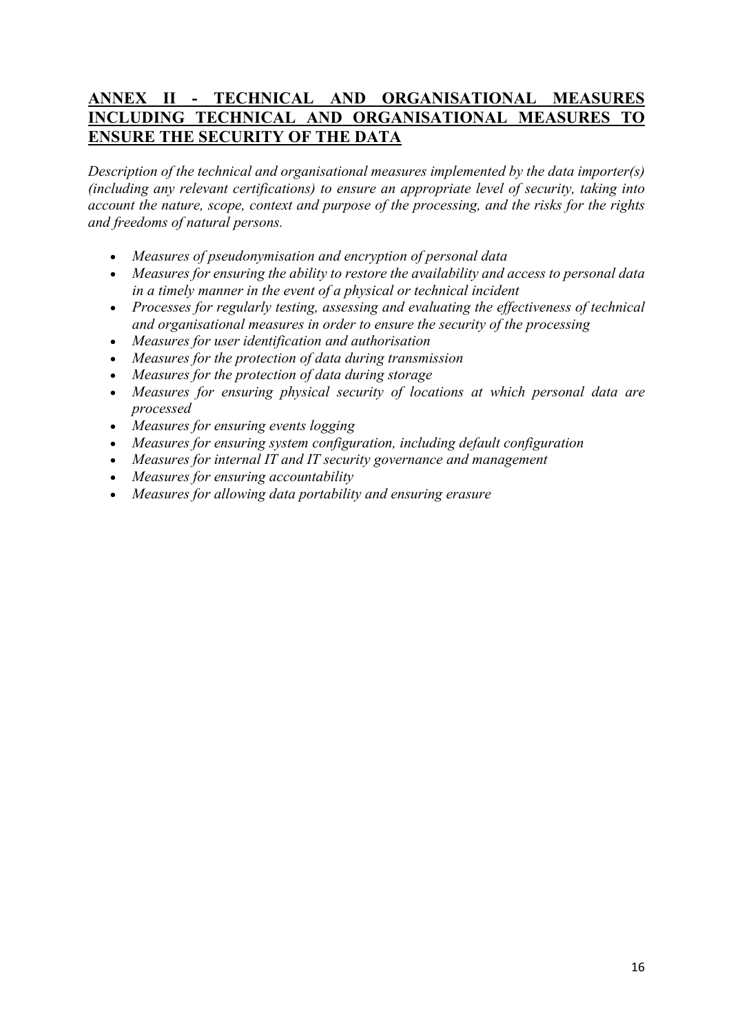## **ANNEX II - TECHNICAL AND ORGANISATIONAL MEASURES INCLUDING TECHNICAL AND ORGANISATIONAL MEASURES TO ENSURE THE SECURITY OF THE DATA**

*Description of the technical and organisational measures implemented by the data importer(s) (including any relevant certifications) to ensure an appropriate level of security, taking into account the nature, scope, context and purpose of the processing, and the risks for the rights and freedoms of natural persons.*

- *Measures of pseudonymisation and encryption of personal data*
- *Measures for ensuring the ability to restore the availability and access to personal data in a timely manner in the event of a physical or technical incident*
- *Processes for regularly testing, assessing and evaluating the effectiveness of technical and organisational measures in order to ensure the security of the processing*
- *Measures for user identification and authorisation*
- *Measures for the protection of data during transmission*
- *Measures for the protection of data during storage*
- *Measures for ensuring physical security of locations at which personal data are processed*
- *Measures for ensuring events logging*
- *Measures for ensuring system configuration, including default configuration*
- *Measures for internal IT and IT security governance and management*
- *Measures for ensuring accountability*
- *Measures for allowing data portability and ensuring erasure*